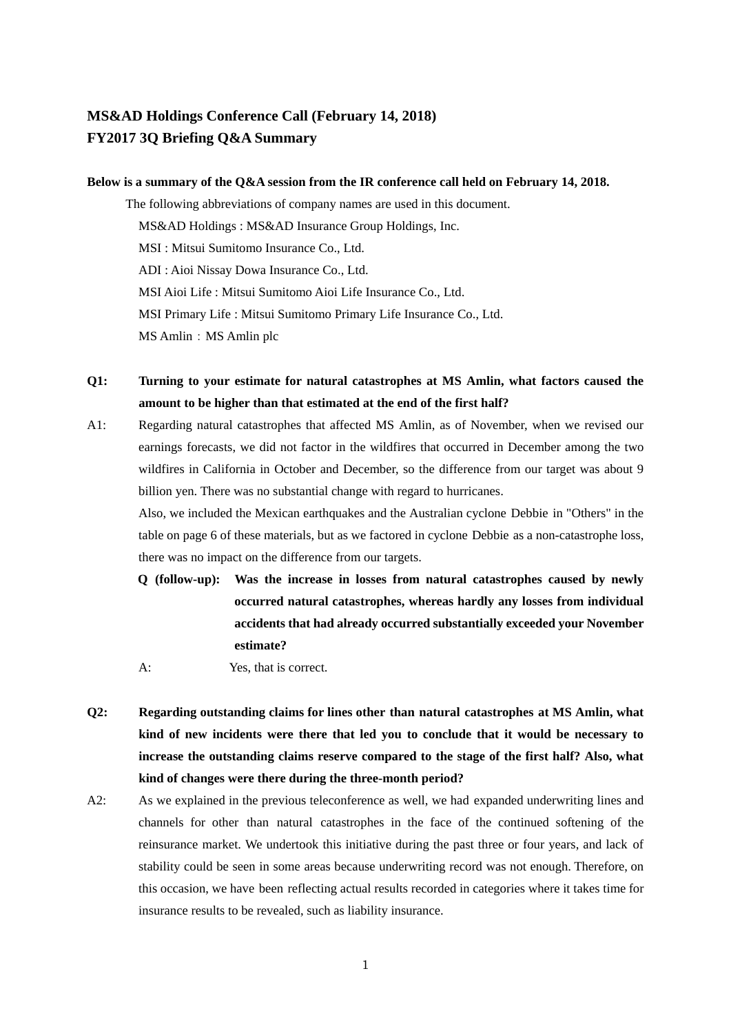# MS&AD Holdings Conference Call (February 14, 2018)
# FY2017 3Q Briefing Q&A Summary

**Below is a summary of the Q&A session from the IR conference call held on February 14, 2018.**

The following abbreviations of company names are used in this document.

MS&AD Holdings : MS&AD Insurance Group Holdings, Inc.
MSI : Mitsui Sumitomo Insurance Co., Ltd.
ADI : Aioi Nissay Dowa Insurance Co., Ltd.
MSI Aioi Life : Mitsui Sumitomo Aioi Life Insurance Co., Ltd.
MSI Primary Life : Mitsui Sumitomo Primary Life Insurance Co., Ltd.
MS Amlin：MS Amlin plc

**Q1: Turning to your estimate for natural catastrophes at MS Amlin, what factors caused the amount to be higher than that estimated at the end of the first half?**

A1: Regarding natural catastrophes that affected MS Amlin, as of November, when we revised our earnings forecasts, we did not factor in the wildfires that occurred in December among the two wildfires in California in October and December, so the difference from our target was about 9 billion yen. There was no substantial change with regard to hurricanes.

Also, we included the Mexican earthquakes and the Australian cyclone Debbie in "Others" in the table on page 6 of these materials, but as we factored in cyclone Debbie as a non-catastrophe loss, there was no impact on the difference from our targets.

**Q (follow-up): Was the increase in losses from natural catastrophes caused by newly occurred natural catastrophes, whereas hardly any losses from individual accidents that had already occurred substantially exceeded your November estimate?**

A: Yes, that is correct.

**Q2: Regarding outstanding claims for lines other than natural catastrophes at MS Amlin, what kind of new incidents were there that led you to conclude that it would be necessary to increase the outstanding claims reserve compared to the stage of the first half? Also, what kind of changes were there during the three-month period?**

A2: As we explained in the previous teleconference as well, we had expanded underwriting lines and channels for other than natural catastrophes in the face of the continued softening of the reinsurance market. We undertook this initiative during the past three or four years, and lack of stability could be seen in some areas because underwriting record was not enough. Therefore, on this occasion, we have been reflecting actual results recorded in categories where it takes time for insurance results to be revealed, such as liability insurance.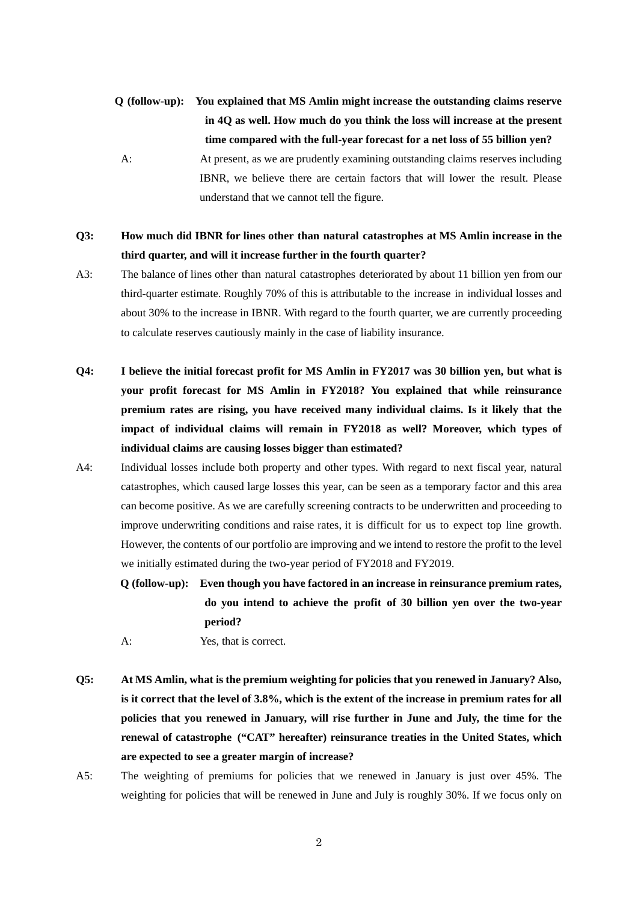**Q (follow-up): You explained that MS Amlin might increase the outstanding claims reserve in 4Q as well. How much do you think the loss will increase at the present time compared with the full-year forecast for a net loss of 55 billion yen?**

A: At present, as we are prudently examining outstanding claims reserves including IBNR, we believe there are certain factors that will lower the result. Please understand that we cannot tell the figure.

**Q3: How much did IBNR for lines other than natural catastrophes at MS Amlin increase in the third quarter, and will it increase further in the fourth quarter?**

A3: The balance of lines other than natural catastrophes deteriorated by about 11 billion yen from our third-quarter estimate. Roughly 70% of this is attributable to the increase in individual losses and about 30% to the increase in IBNR. With regard to the fourth quarter, we are currently proceeding to calculate reserves cautiously mainly in the case of liability insurance.

**Q4: I believe the initial forecast profit for MS Amlin in FY2017 was 30 billion yen, but what is your profit forecast for MS Amlin in FY2018? You explained that while reinsurance premium rates are rising, you have received many individual claims. Is it likely that the impact of individual claims will remain in FY2018 as well? Moreover, which types of individual claims are causing losses bigger than estimated?**

A4: Individual losses include both property and other types. With regard to next fiscal year, natural catastrophes, which caused large losses this year, can be seen as a temporary factor and this area can become positive. As we are carefully screening contracts to be underwritten and proceeding to improve underwriting conditions and raise rates, it is difficult for us to expect top line growth. However, the contents of our portfolio are improving and we intend to restore the profit to the level we initially estimated during the two-year period of FY2018 and FY2019.

**Q (follow-up): Even though you have factored in an increase in reinsurance premium rates, do you intend to achieve the profit of 30 billion yen over the two-year period?**

A: Yes, that is correct.

**Q5: At MS Amlin, what is the premium weighting for policies that you renewed in January? Also, is it correct that the level of 3.8%, which is the extent of the increase in premium rates for all policies that you renewed in January, will rise further in June and July, the time for the renewal of catastrophe ("CAT" hereafter) reinsurance treaties in the United States, which are expected to see a greater margin of increase?**

A5: The weighting of premiums for policies that we renewed in January is just over 45%. The weighting for policies that will be renewed in June and July is roughly 30%. If we focus only on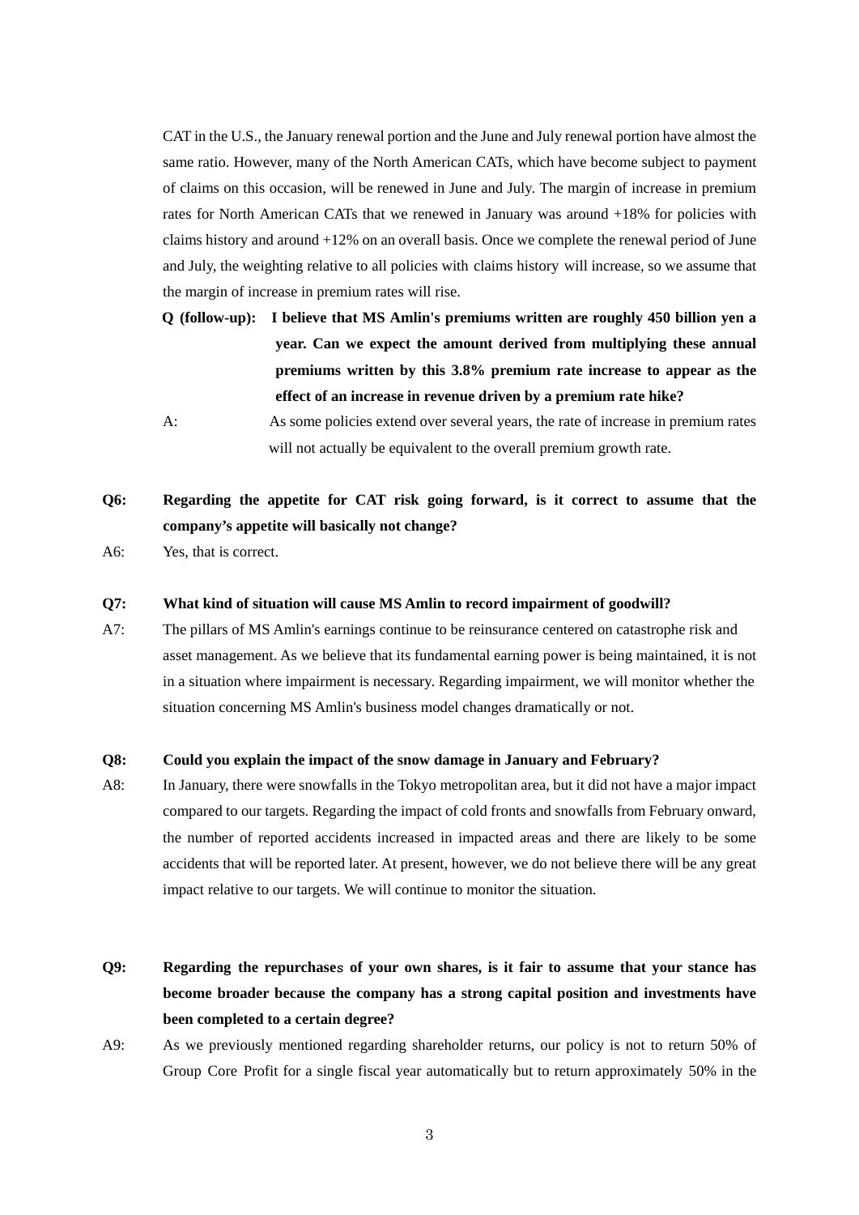CAT in the U.S., the January renewal portion and the June and July renewal portion have almost the same ratio. However, many of the North American CATs, which have become subject to payment of claims on this occasion, will be renewed in June and July. The margin of increase in premium rates for North American CATs that we renewed in January was around +18% for policies with claims history and around +12% on an overall basis. Once we complete the renewal period of June and July, the weighting relative to all policies with claims history will increase, so we assume that the margin of increase in premium rates will rise.

**Q (follow-up): I believe that MS Amlin's premiums written are roughly 450 billion yen a year. Can we expect the amount derived from multiplying these annual premiums written by this 3.8% premium rate increase to appear as the effect of an increase in revenue driven by a premium rate hike?**

A: As some policies extend over several years, the rate of increase in premium rates will not actually be equivalent to the overall premium growth rate.

**Q6: Regarding the appetite for CAT risk going forward, is it correct to assume that the company's appetite will basically not change?**

A6: Yes, that is correct.

**Q7: What kind of situation will cause MS Amlin to record impairment of goodwill?**

A7: The pillars of MS Amlin's earnings continue to be reinsurance centered on catastrophe risk and asset management. As we believe that its fundamental earning power is being maintained, it is not in a situation where impairment is necessary. Regarding impairment, we will monitor whether the situation concerning MS Amlin's business model changes dramatically or not.

**Q8: Could you explain the impact of the snow damage in January and February?**

A8: In January, there were snowfalls in the Tokyo metropolitan area, but it did not have a major impact compared to our targets. Regarding the impact of cold fronts and snowfalls from February onward, the number of reported accidents increased in impacted areas and there are likely to be some accidents that will be reported later. At present, however, we do not believe there will be any great impact relative to our targets. We will continue to monitor the situation.

**Q9: Regarding the repurchases of your own shares, is it fair to assume that your stance has become broader because the company has a strong capital position and investments have been completed to a certain degree?**

A9: As we previously mentioned regarding shareholder returns, our policy is not to return 50% of Group Core Profit for a single fiscal year automatically but to return approximately 50% in the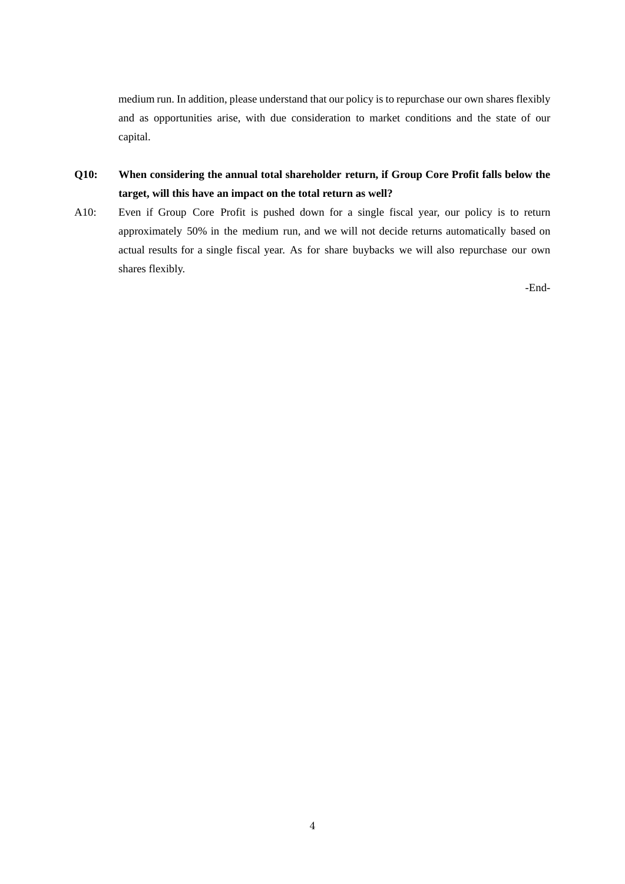medium run. In addition, please understand that our policy is to repurchase our own shares flexibly and as opportunities arise, with due consideration to market conditions and the state of our capital.

**Q10: When considering the annual total shareholder return, if Group Core Profit falls below the target, will this have an impact on the total return as well?**

A10: Even if Group Core Profit is pushed down for a single fiscal year, our policy is to return approximately 50% in the medium run, and we will not decide returns automatically based on actual results for a single fiscal year. As for share buybacks we will also repurchase our own shares flexibly.

-End-